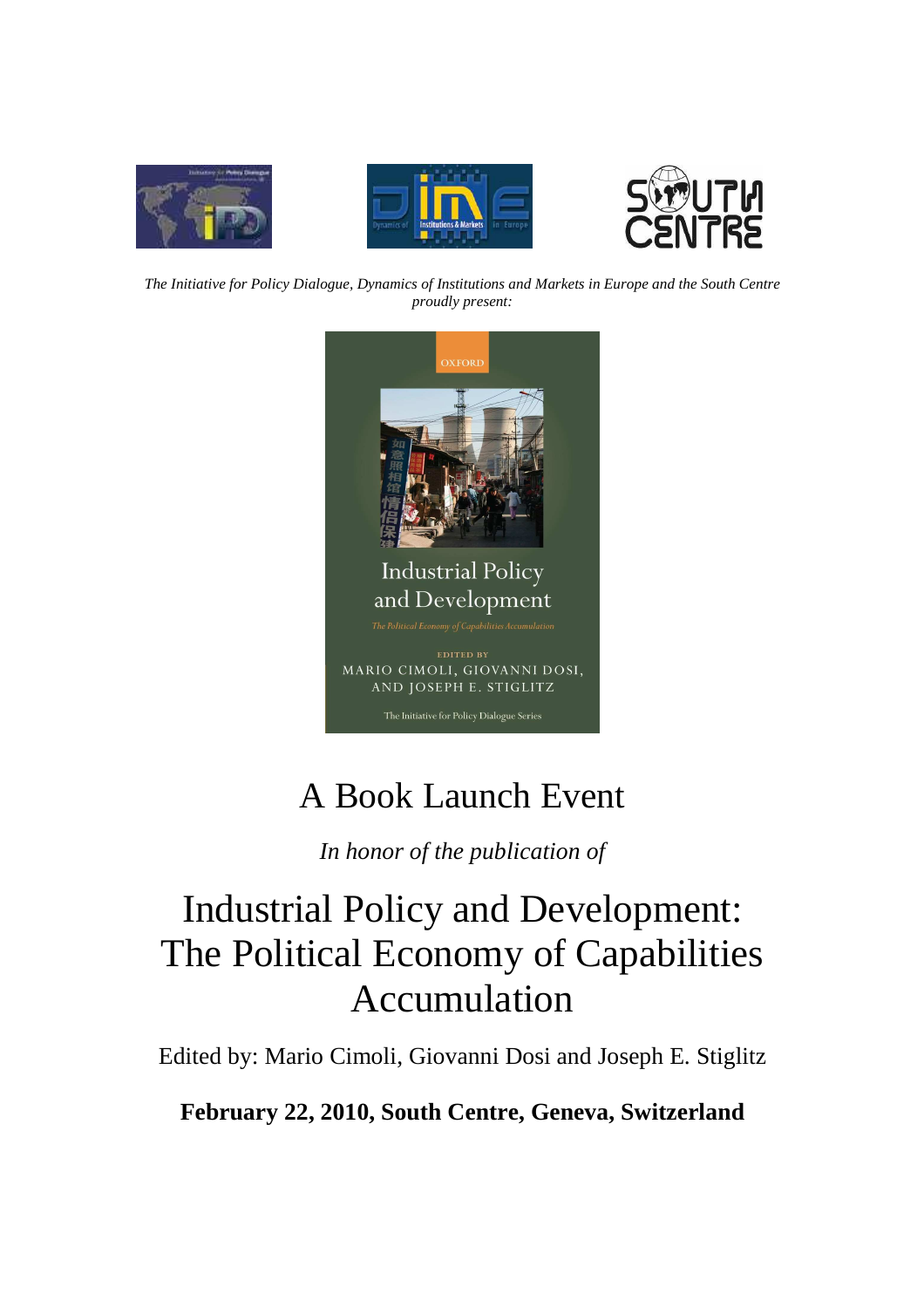*The Initiative for Policy Dialogue, Dynamics of Institutions and Markets in Europe and the South Centre proudly present:*

# A Book Launch Event

*In honor of the publication of*

# Industrial Policy and Development: The Political Economy of Capabilities Accumulation

Edited by: Mario Cimoli, Giovanni Dosi and Joseph E. Stiglitz

**February 22, 2010, South Centre, Geneva, Switzerland**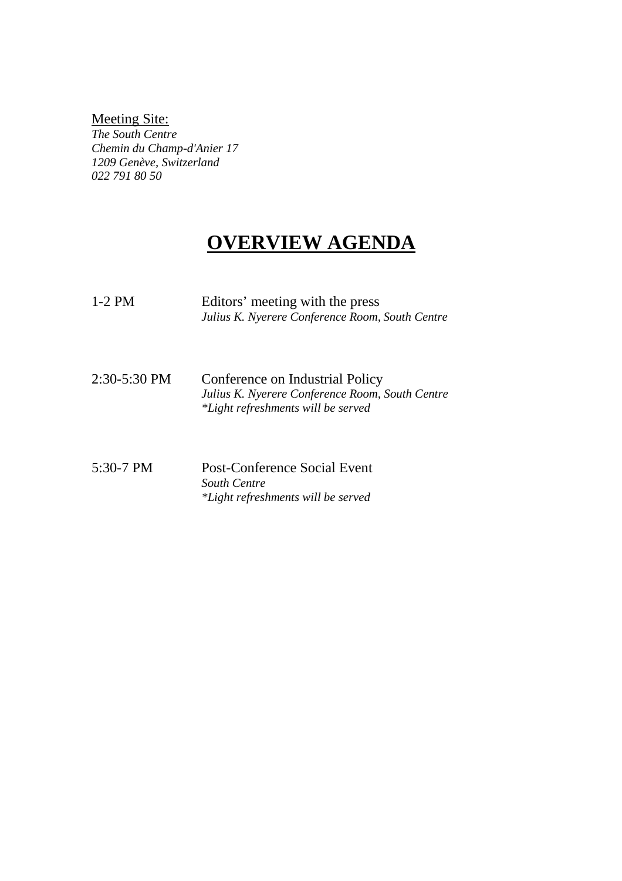Meeting Site:
*The South Centre*
*Chemin du Champ-d'Anier 17*
*1209 Genève, Switzerland*
*022 791 80 50*

# OVERVIEW AGENDA

1-2 PM — Editors' meeting with the press
*Julius K. Nyerere Conference Room, South Centre*

2:30-5:30 PM — Conference on Industrial Policy
*Julius K. Nyerere Conference Room, South Centre*
**Light refreshments will be served*

5:30-7 PM — Post-Conference Social Event
*South Centre*
**Light refreshments will be served*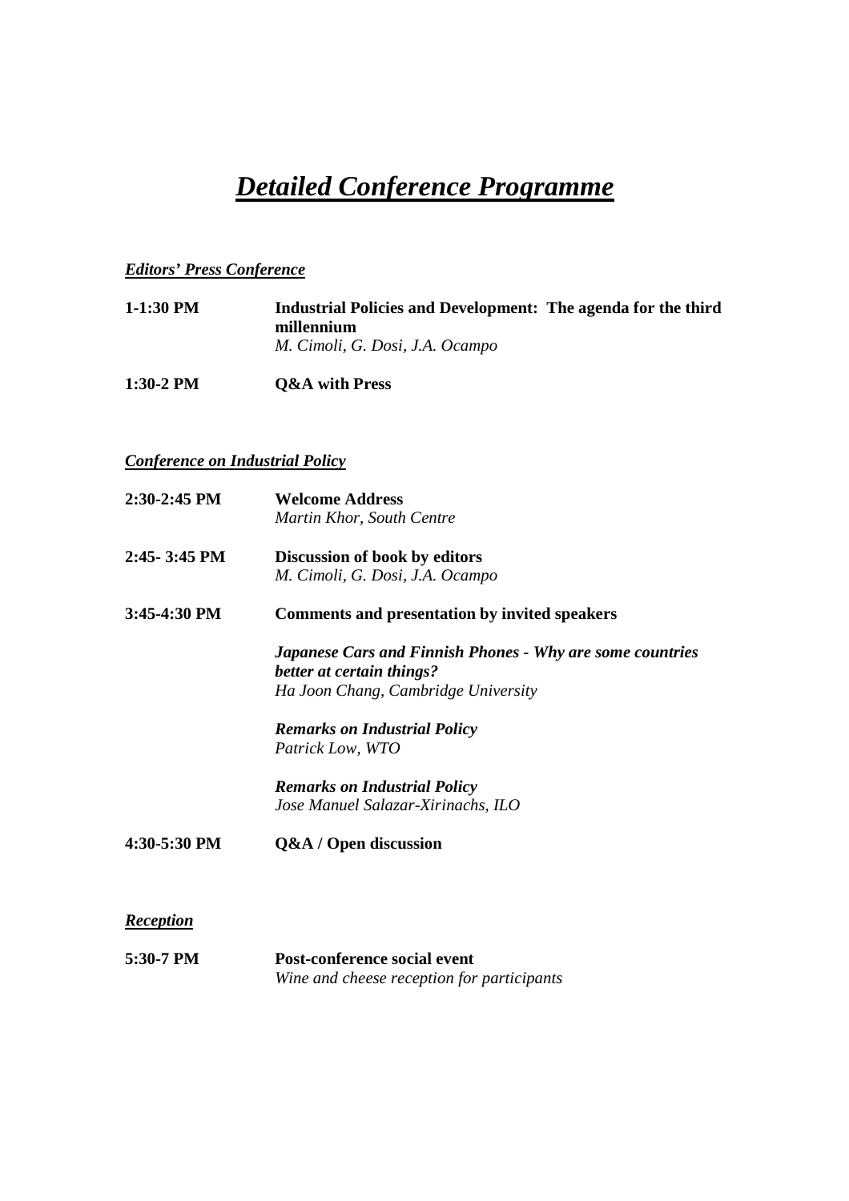# ***Detailed Conference Programme***

***Editors' Press Conference***

**1-1:30 PM** **Industrial Policies and Development: The agenda for the third millennium**
*M. Cimoli, G. Dosi, J.A. Ocampo*

**1:30-2 PM** **Q&A with Press**

***Conference on Industrial Policy***

**2:30-2:45 PM** **Welcome Address**
*Martin Khor, South Centre*

**2:45- 3:45 PM** **Discussion of book by editors**
*M. Cimoli, G. Dosi, J.A. Ocampo*

**3:45-4:30 PM** **Comments and presentation by invited speakers**

***Japanese Cars and Finnish Phones - Why are some countries better at certain things?***
*Ha Joon Chang, Cambridge University*

***Remarks on Industrial Policy***
*Patrick Low, WTO*

***Remarks on Industrial Policy***
*Jose Manuel Salazar-Xirinachs, ILO*

**4:30-5:30 PM** **Q&A / Open discussion**

***Reception***

**5:30-7 PM** **Post-conference social event**
*Wine and cheese reception for participants*